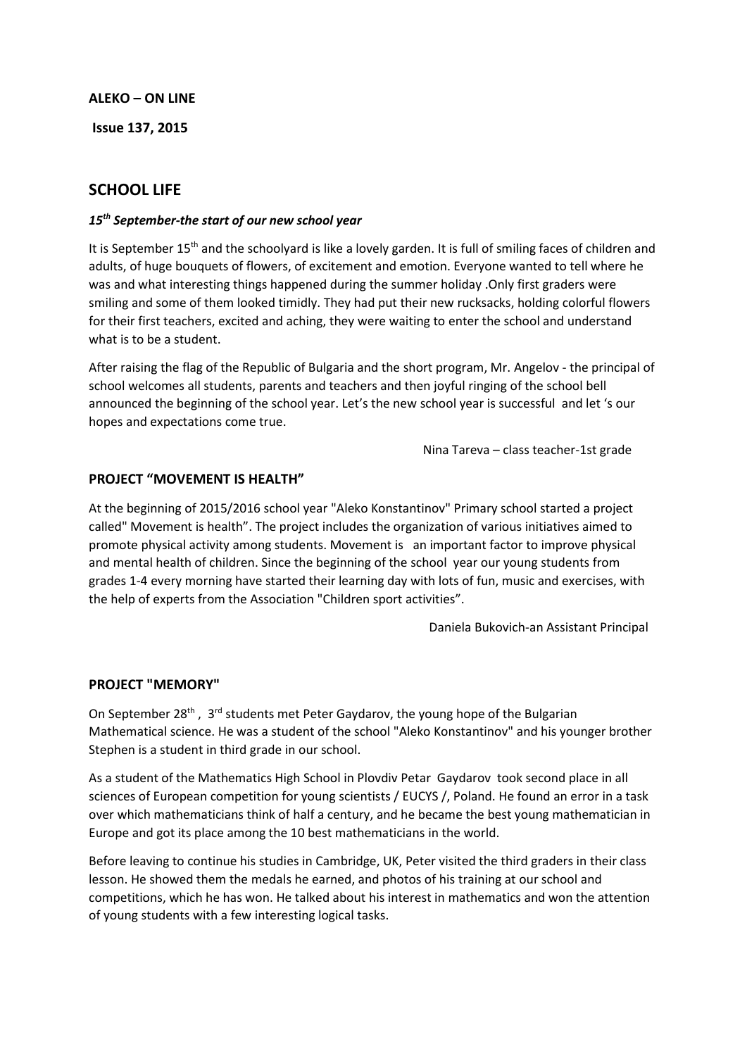**ALEKO – ON LINE**

**Issue 137, 2015**

## SCHOOL LIFE

### *15th September-the start of our new school year*

It is September 15th and the schoolyard is like a lovely garden. It is full of smiling faces of children and adults, of huge bouquets of flowers, of excitement and emotion. Everyone wanted to tell where he was and what interesting things happened during the summer holiday .Only first graders were smiling and some of them looked timidly. They had put their new rucksacks, holding colorful flowers for their first teachers, excited and aching, they were waiting to enter the school and understand what is to be a student.

After raising the flag of the Republic of Bulgaria and the short program, Mr. Angelov - the principal of school welcomes all students, parents and teachers and then joyful ringing of the school bell announced the beginning of the school year. Let's the new school year is successful and let 's our hopes and expectations come true.

Nina Tareva – class teacher-1st grade

### PROJECT "MOVEMENT IS HEALTH"

At the beginning of 2015/2016 school year "Aleko Konstantinov" Primary school started a project called" Movement is health". The project includes the organization of various initiatives aimed to promote physical activity among students. Movement is an important factor to improve physical and mental health of children. Since the beginning of the school year our young students from grades 1-4 every morning have started their learning day with lots of fun, music and exercises, with the help of experts from the Association "Children sport activities".

Daniela Bukovich-an Assistant Principal

### PROJECT "MEMORY"

On September 28th , 3rd students met Peter Gaydarov, the young hope of the Bulgarian Mathematical science. He was a student of the school "Aleko Konstantinov" and his younger brother Stephen is a student in third grade in our school.

As a student of the Mathematics High School in Plovdiv Petar Gaydarov took second place in all sciences of European competition for young scientists / EUCYS /, Poland. He found an error in a task over which mathematicians think of half a century, and he became the best young mathematician in Europe and got its place among the 10 best mathematicians in the world.

Before leaving to continue his studies in Cambridge, UK, Peter visited the third graders in their class lesson. He showed them the medals he earned, and photos of his training at our school and competitions, which he has won. He talked about his interest in mathematics and won the attention of young students with a few interesting logical tasks.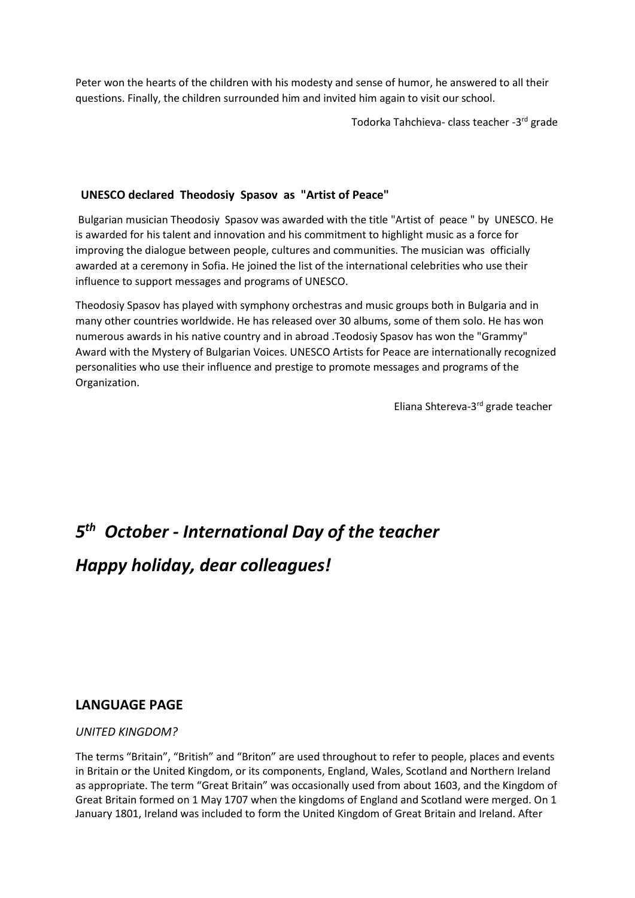Peter won the hearts of the children with his modesty and sense of humor, he answered to all their questions. Finally, the children surrounded him and invited him again to visit our school.

Todorka Tahchieva- class teacher -3rd grade

**UNESCO declared Theodosiy Spasov as "Artist of Peace"**

Bulgarian musician Theodosiy Spasov was awarded with the title "Artist of peace " by UNESCO. He is awarded for his talent and innovation and his commitment to highlight music as a force for improving the dialogue between people, cultures and communities. The musician was officially awarded at a ceremony in Sofia. He joined the list of the international celebrities who use their influence to support messages and programs of UNESCO.

Theodosiy Spasov has played with symphony orchestras and music groups both in Bulgaria and in many other countries worldwide. He has released over 30 albums, some of them solo. He has won numerous awards in his native country and in abroad .Teodosiy Spasov has won the "Grammy" Award with the Mystery of Bulgarian Voices. UNESCO Artists for Peace are internationally recognized personalities who use their influence and prestige to promote messages and programs of the Organization.

Eliana Shtereva-3rd grade teacher

## *5th October - International Day of the teacher*

## *Happy holiday, dear colleagues!*

## LANGUAGE PAGE

*UNITED KINGDOM?*

The terms "Britain", "British" and "Briton" are used throughout to refer to people, places and events in Britain or the United Kingdom, or its components, England, Wales, Scotland and Northern Ireland as appropriate. The term "Great Britain" was occasionally used from about 1603, and the Kingdom of Great Britain formed on 1 May 1707 when the kingdoms of England and Scotland were merged. On 1 January 1801, Ireland was included to form the United Kingdom of Great Britain and Ireland. After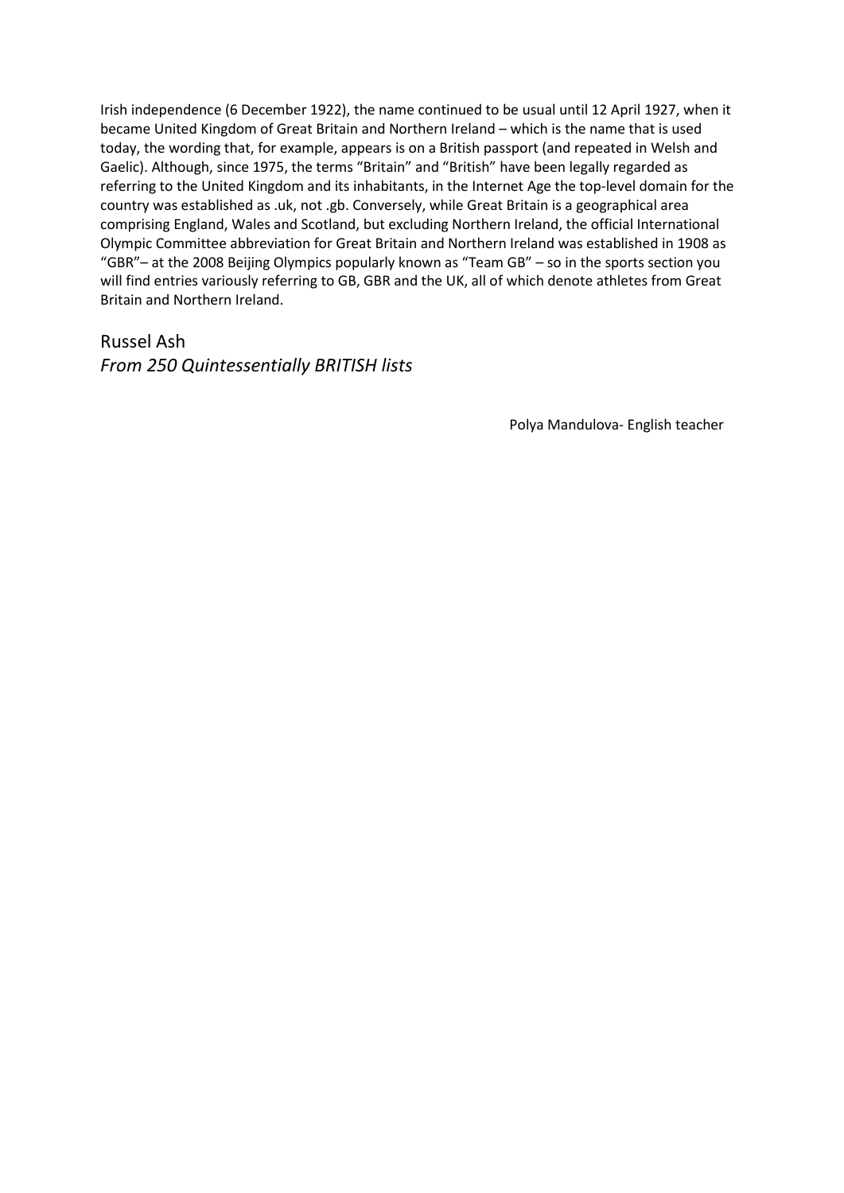Irish independence (6 December 1922), the name continued to be usual until 12 April 1927, when it became United Kingdom of Great Britain and Northern Ireland – which is the name that is used today, the wording that, for example, appears is on a British passport (and repeated in Welsh and Gaelic). Although, since 1975, the terms "Britain" and "British" have been legally regarded as referring to the United Kingdom and its inhabitants, in the Internet Age the top-level domain for the country was established as .uk, not .gb. Conversely, while Great Britain is a geographical area comprising England, Wales and Scotland, but excluding Northern Ireland, the official International Olympic Committee abbreviation for Great Britain and Northern Ireland was established in 1908 as "GBR"– at the 2008 Beijing Olympics popularly known as "Team GB" – so in the sports section you will find entries variously referring to GB, GBR and the UK, all of which denote athletes from Great Britain and Northern Ireland.

Russel Ash
*From 250 Quintessentially BRITISH lists*

Polya Mandulova- English teacher